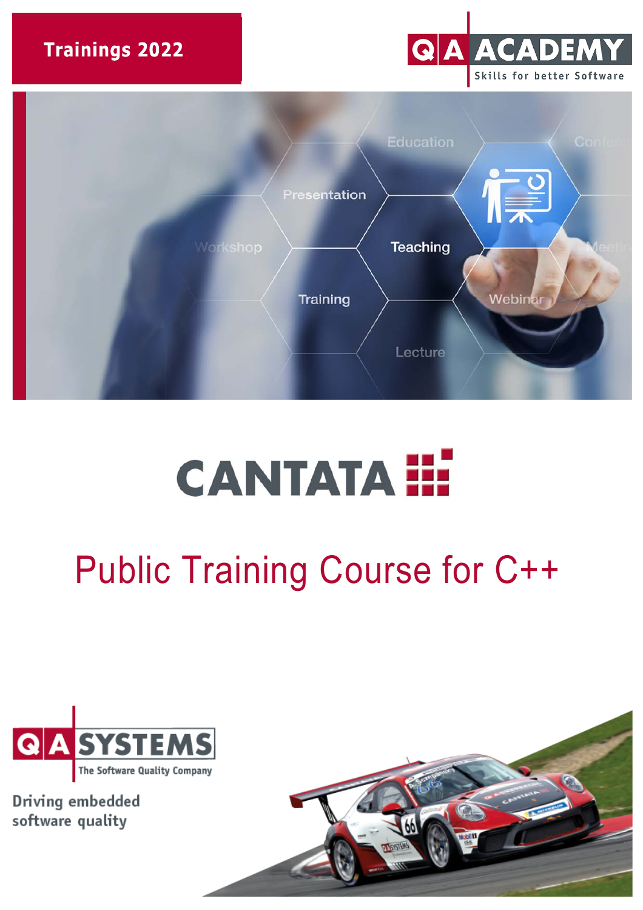# Trainings 2022

QA ACADEMY

Skills for better Software

CANTATA

# Public Training Course for C++

QA SYSTEMS

The Software Quality Company

Driving embedded software quality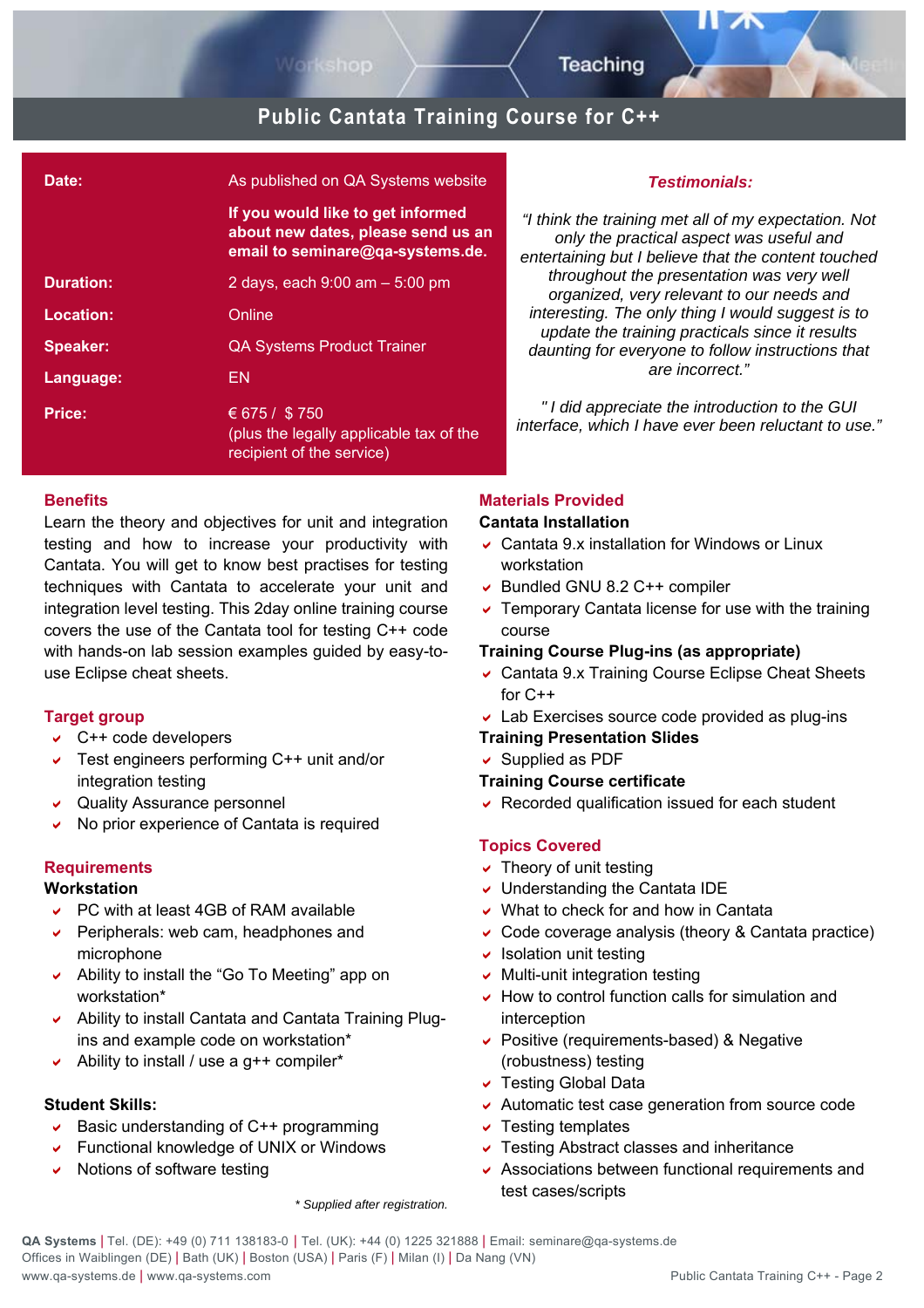# Public Cantata Training Course for C++

| | |
|---|---|
| **Date:** | As published on QA Systems website |
| | **If you would like to get informed about new dates, please send us an email to seminare@qa-systems.de.** |
| **Duration:** | 2 days, each 9:00 am – 5:00 pm |
| **Location:** | Online |
| **Speaker:** | QA Systems Product Trainer |
| **Language:** | EN |
| **Price:** | € 675 / $ 750 (plus the legally applicable tax of the recipient of the service) |

***Testimonials:***

*"I think the training met all of my expectation. Not only the practical aspect was useful and entertaining but I believe that the content touched throughout the presentation was very well organized, very relevant to our needs and interesting. The only thing I would suggest is to update the training practicals since it results daunting for everyone to follow instructions that are incorrect."*

*" I did appreciate the introduction to the GUI interface, which I have ever been reluctant to use."*

## Benefits

Learn the theory and objectives for unit and integration testing and how to increase your productivity with Cantata. You will get to know best practises for testing techniques with Cantata to accelerate your unit and integration level testing. This 2day online training course covers the use of the Cantata tool for testing C++ code with hands-on lab session examples guided by easy-to-use Eclipse cheat sheets.

## Target group

- C++ code developers
- Test engineers performing C++ unit and/or integration testing
- Quality Assurance personnel
- No prior experience of Cantata is required

## Requirements

**Workstation**

- PC with at least 4GB of RAM available
- Peripherals: web cam, headphones and microphone
- Ability to install the "Go To Meeting" app on workstation*
- Ability to install Cantata and Cantata Training Plug-ins and example code on workstation*
- Ability to install / use a g++ compiler*

**Student Skills:**

- Basic understanding of C++ programming
- Functional knowledge of UNIX or Windows
- Notions of software testing

*\* Supplied after registration.*

## Materials Provided

**Cantata Installation**

- Cantata 9.x installation for Windows or Linux workstation
- Bundled GNU 8.2 C++ compiler
- Temporary Cantata license for use with the training course

**Training Course Plug-ins (as appropriate)**

- Cantata 9.x Training Course Eclipse Cheat Sheets for C++
- Lab Exercises source code provided as plug-ins

**Training Presentation Slides**

- Supplied as PDF

**Training Course certificate**

- Recorded qualification issued for each student

## Topics Covered

- Theory of unit testing
- Understanding the Cantata IDE
- What to check for and how in Cantata
- Code coverage analysis (theory & Cantata practice)
- Isolation unit testing
- Multi-unit integration testing
- How to control function calls for simulation and interception
- Positive (requirements-based) & Negative (robustness) testing
- Testing Global Data
- Automatic test case generation from source code
- Testing templates
- Testing Abstract classes and inheritance
- Associations between functional requirements and test cases/scripts

**QA Systems** | Tel. (DE): +49 (0) 711 138183-0 | Tel. (UK): +44 (0) 1225 321888 | Email: seminare@qa-systems.de
Offices in Waiblingen (DE) | Bath (UK) | Boston (USA) | Paris (F) | Milan (I) | Da Nang (VN)
www.qa-systems.de | www.qa-systems.com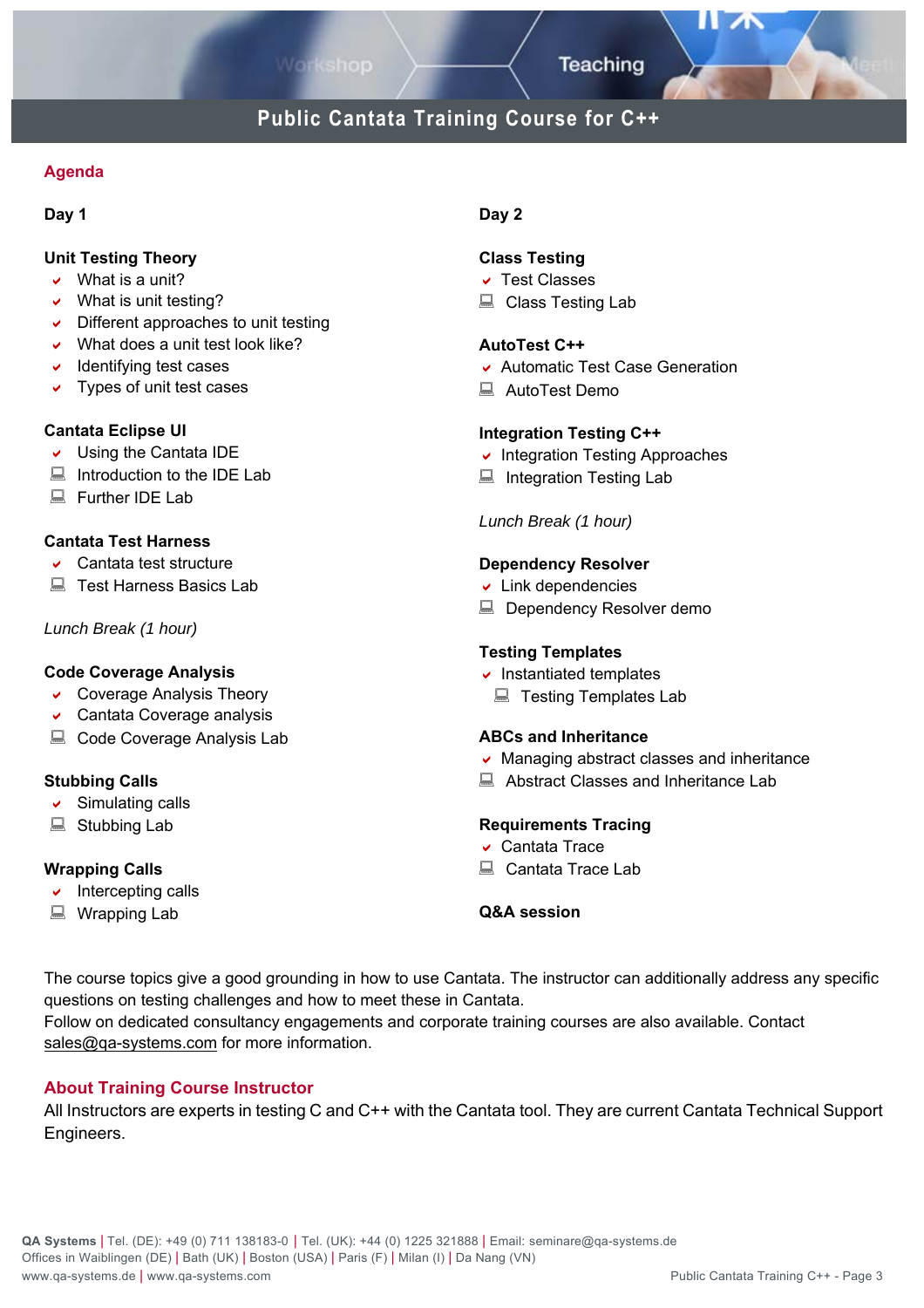# Public Cantata Training Course for C++

## Agenda

### Day 1

**Unit Testing Theory**
- What is a unit?
- What is unit testing?
- Different approaches to unit testing
- What does a unit test look like?
- Identifying test cases
- Types of unit test cases

**Cantata Eclipse UI**
- Using the Cantata IDE
- Introduction to the IDE Lab
- Further IDE Lab

**Cantata Test Harness**
- Cantata test structure
- Test Harness Basics Lab

*Lunch Break (1 hour)*

**Code Coverage Analysis**
- Coverage Analysis Theory
- Cantata Coverage analysis
- Code Coverage Analysis Lab

**Stubbing Calls**
- Simulating calls
- Stubbing Lab

**Wrapping Calls**
- Intercepting calls
- Wrapping Lab

### Day 2

**Class Testing**
- Test Classes
- Class Testing Lab

**AutoTest C++**
- Automatic Test Case Generation
- AutoTest Demo

**Integration Testing C++**
- Integration Testing Approaches
- Integration Testing Lab

*Lunch Break (1 hour)*

**Dependency Resolver**
- Link dependencies
- Dependency Resolver demo

**Testing Templates**
- Instantiated templates
- Testing Templates Lab

**ABCs and Inheritance**
- Managing abstract classes and inheritance
- Abstract Classes and Inheritance Lab

**Requirements Tracing**
- Cantata Trace
- Cantata Trace Lab

**Q&A session**

The course topics give a good grounding in how to use Cantata. The instructor can additionally address any specific questions on testing challenges and how to meet these in Cantata.
Follow on dedicated consultancy engagements and corporate training courses are also available. Contact sales@qa-systems.com for more information.

## About Training Course Instructor

All Instructors are experts in testing C and C++ with the Cantata tool. They are current Cantata Technical Support Engineers.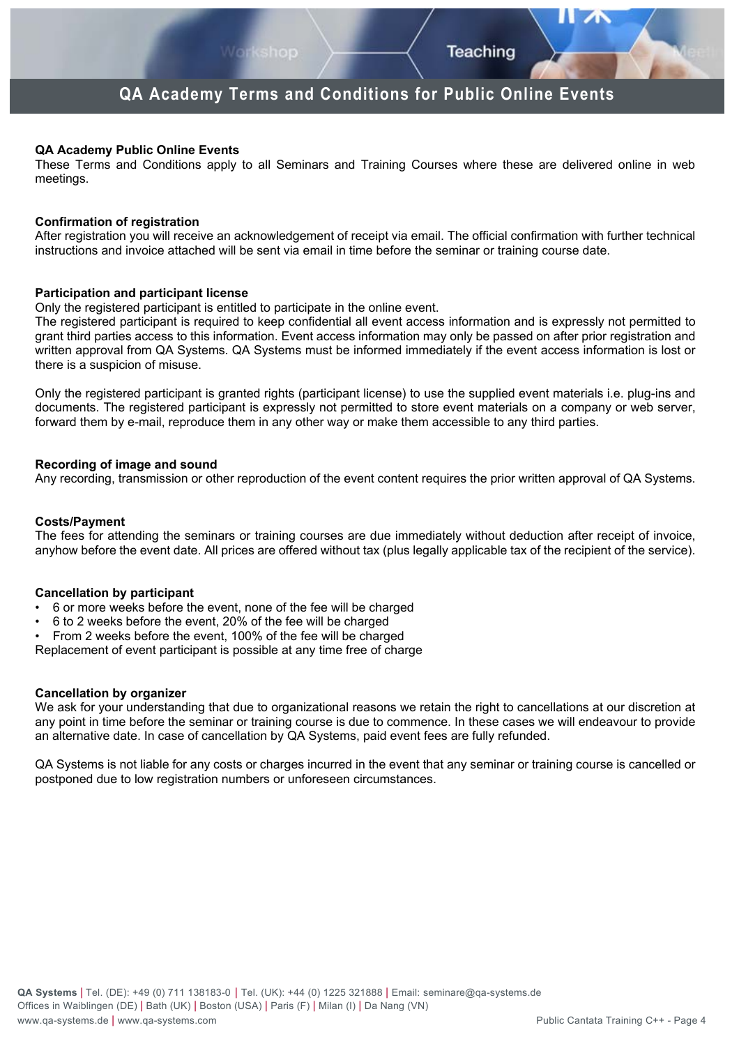# QA Academy Terms and Conditions for Public Online Events

**QA Academy Public Online Events**

These Terms and Conditions apply to all Seminars and Training Courses where these are delivered online in web meetings.

**Confirmation of registration**

After registration you will receive an acknowledgement of receipt via email. The official confirmation with further technical instructions and invoice attached will be sent via email in time before the seminar or training course date.

**Participation and participant license**

Only the registered participant is entitled to participate in the online event.
The registered participant is required to keep confidential all event access information and is expressly not permitted to grant third parties access to this information. Event access information may only be passed on after prior registration and written approval from QA Systems. QA Systems must be informed immediately if the event access information is lost or there is a suspicion of misuse.

Only the registered participant is granted rights (participant license) to use the supplied event materials i.e. plug-ins and documents. The registered participant is expressly not permitted to store event materials on a company or web server, forward them by e-mail, reproduce them in any other way or make them accessible to any third parties.

**Recording of image and sound**

Any recording, transmission or other reproduction of the event content requires the prior written approval of QA Systems.

**Costs/Payment**

The fees for attending the seminars or training courses are due immediately without deduction after receipt of invoice, anyhow before the event date. All prices are offered without tax (plus legally applicable tax of the recipient of the service).

**Cancellation by participant**

- 6 or more weeks before the event, none of the fee will be charged
- 6 to 2 weeks before the event, 20% of the fee will be charged
- From 2 weeks before the event, 100% of the fee will be charged

Replacement of event participant is possible at any time free of charge

**Cancellation by organizer**

We ask for your understanding that due to organizational reasons we retain the right to cancellations at our discretion at any point in time before the seminar or training course is due to commence. In these cases we will endeavour to provide an alternative date. In case of cancellation by QA Systems, paid event fees are fully refunded.

QA Systems is not liable for any costs or charges incurred in the event that any seminar or training course is cancelled or postponed due to low registration numbers or unforeseen circumstances.

**QA Systems** | Tel. (DE): +49 (0) 711 138183-0 | Tel. (UK): +44 (0) 1225 321888 | Email: seminare@qa-systems.de
Offices in Waiblingen (DE) | Bath (UK) | Boston (USA) | Paris (F) | Milan (I) | Da Nang (VN)
www.qa-systems.de | www.qa-systems.com